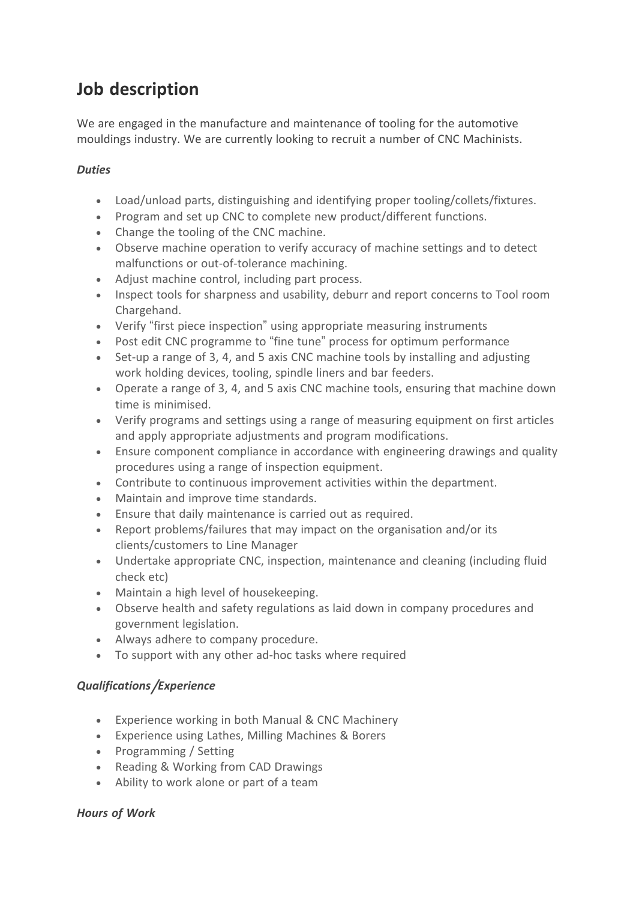# Job description

We are engaged in the manufacture and maintenance of tooling for the automotive mouldings industry. We are currently looking to recruit a number of CNC Machinists.

***Duties***

- Load/unload parts, distinguishing and identifying proper tooling/collets/fixtures.
- Program and set up CNC to complete new product/different functions.
- Change the tooling of the CNC machine.
- Observe machine operation to verify accuracy of machine settings and to detect malfunctions or out-of-tolerance machining.
- Adjust machine control, including part process.
- Inspect tools for sharpness and usability, deburr and report concerns to Tool room Chargehand.
- Verify "first piece inspection" using appropriate measuring instruments
- Post edit CNC programme to "fine tune" process for optimum performance
- Set-up a range of 3, 4, and 5 axis CNC machine tools by installing and adjusting work holding devices, tooling, spindle liners and bar feeders.
- Operate a range of 3, 4, and 5 axis CNC machine tools, ensuring that machine down time is minimised.
- Verify programs and settings using a range of measuring equipment on first articles and apply appropriate adjustments and program modifications.
- Ensure component compliance in accordance with engineering drawings and quality procedures using a range of inspection equipment.
- Contribute to continuous improvement activities within the department.
- Maintain and improve time standards.
- Ensure that daily maintenance is carried out as required.
- Report problems/failures that may impact on the organisation and/or its clients/customers to Line Manager
- Undertake appropriate CNC, inspection, maintenance and cleaning (including fluid check etc)
- Maintain a high level of housekeeping.
- Observe health and safety regulations as laid down in company procedures and government legislation.
- Always adhere to company procedure.
- To support with any other ad-hoc tasks where required

***Qualifications/Experience***

- Experience working in both Manual & CNC Machinery
- Experience using Lathes, Milling Machines & Borers
- Programming / Setting
- Reading & Working from CAD Drawings
- Ability to work alone or part of a team

***Hours of Work***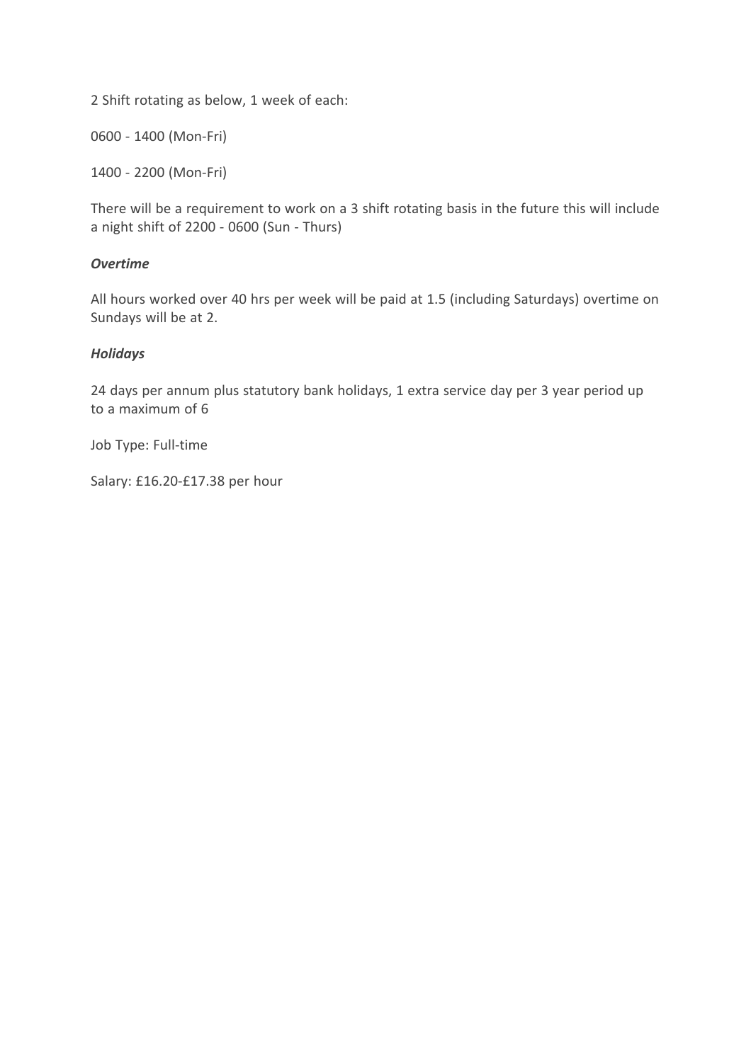2 Shift rotating as below, 1 week of each:

0600 - 1400 (Mon-Fri)

1400 - 2200 (Mon-Fri)

There will be a requirement to work on a 3 shift rotating basis in the future this will include a night shift of 2200 - 0600 (Sun - Thurs)

***Overtime***

All hours worked over 40 hrs per week will be paid at 1.5 (including Saturdays) overtime on Sundays will be at 2.

***Holidays***

24 days per annum plus statutory bank holidays, 1 extra service day per 3 year period up to a maximum of 6

Job Type: Full-time

Salary: £16.20-£17.38 per hour